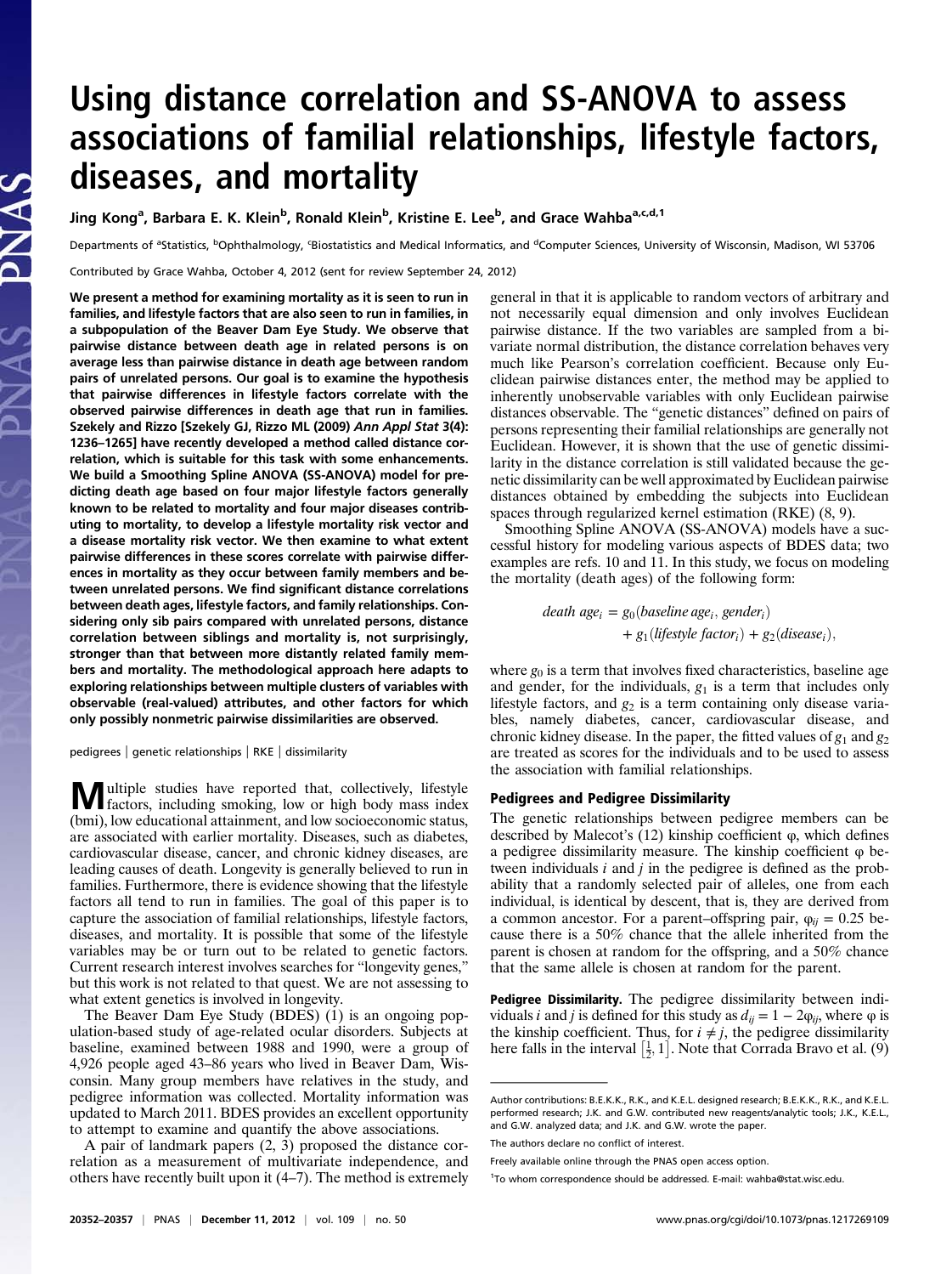# Using distance correlation and SS-ANOVA to assess associations of familial relationships, lifestyle factors, diseases, and mortality

Jing Kong[a], Barbara E. K. Klein[b], Ronald Klein[b], Kristine E. Lee[b], and Grace Wahba[a,c,d,1]

Departments of [a]Statistics, [b]Ophthalmology, [c]Biostatistics and Medical Informatics, and [d]Computer Sciences, University of Wisconsin, Madison, WI 53706

Contributed by Grace Wahba, October 4, 2012 (sent for review September 24, 2012)

**We present a method for examining mortality as it is seen to run in families, and lifestyle factors that are also seen to run in families, in a subpopulation of the Beaver Dam Eye Study. We observe that pairwise distance between death age in related persons is on average less than pairwise distance in death age between random pairs of unrelated persons. Our goal is to examine the hypothesis that pairwise differences in lifestyle factors correlate with the observed pairwise differences in death age that run in families. Szekely and Rizzo [Szekely GJ, Rizzo ML (2009) *Ann Appl Stat* 3(4): 1236–1265] have recently developed a method called distance correlation, which is suitable for this task with some enhancements. We build a Smoothing Spline ANOVA (SS-ANOVA) model for predicting death age based on four major lifestyle factors generally known to be related to mortality and four major diseases contributing to mortality, to develop a lifestyle mortality risk vector and a disease mortality risk vector. We then examine to what extent pairwise differences in these scores correlate with pairwise differences in mortality as they occur between family members and between unrelated persons. We find significant distance correlations between death ages, lifestyle factors, and family relationships. Considering only sib pairs compared with unrelated persons, distance correlation between siblings and mortality is, not surprisingly, stronger than that between more distantly related family members and mortality. The methodological approach here adapts to exploring relationships between multiple clusters of variables with observable (real-valued) attributes, and other factors for which only possibly nonmetric pairwise dissimilarities are observed.**

pedigrees | genetic relationships | RKE | dissimilarity

Multiple studies have reported that, collectively, lifestyle factors, including smoking, low or high body mass index (bmi), low educational attainment, and low socioeconomic status, are associated with earlier mortality. Diseases, such as diabetes, cardiovascular disease, cancer, and chronic kidney diseases, are leading causes of death. Longevity is generally believed to run in families. Furthermore, there is evidence showing that the lifestyle factors all tend to run in families. The goal of this paper is to capture the association of familial relationships, lifestyle factors, diseases, and mortality. It is possible that some of the lifestyle variables may be or turn out to be related to genetic factors. Current research interest involves searches for "longevity genes," but this work is not related to that quest. We are not assessing to what extent genetics is involved in longevity.

The Beaver Dam Eye Study (BDES) (1) is an ongoing population-based study of age-related ocular disorders. Subjects at baseline, examined between 1988 and 1990, were a group of 4,926 people aged 43–86 years who lived in Beaver Dam, Wisconsin. Many group members have relatives in the study, and pedigree information was collected. Mortality information was updated to March 2011. BDES provides an excellent opportunity to attempt to examine and quantify the above associations.

A pair of landmark papers (2, 3) proposed the distance correlation as a measurement of multivariate independence, and others have recently built upon it (4–7). The method is extremely general in that it is applicable to random vectors of arbitrary and not necessarily equal dimension and only involves Euclidean pairwise distance. If the two variables are sampled from a bivariate normal distribution, the distance correlation behaves very much like Pearson's correlation coefficient. Because only Euclidean pairwise distances enter, the method may be applied to inherently unobservable variables with only Euclidean pairwise distances observable. The "genetic distances" defined on pairs of persons representing their familial relationships are generally not Euclidean. However, it is shown that the use of genetic dissimilarity in the distance correlation is still validated because the genetic dissimilarity can be well approximated by Euclidean pairwise distances obtained by embedding the subjects into Euclidean spaces through regularized kernel estimation (RKE) (8, 9).

Smoothing Spline ANOVA (SS-ANOVA) models have a successful history for modeling various aspects of BDES data; two examples are refs. 10 and 11. In this study, we focus on modeling the mortality (death ages) of the following form:

$$\textit{death age}_i = g_0(\textit{baseline age}_i, \textit{gender}_i) + g_1(\textit{lifestyle factor}_i) + g_2(\textit{disease}_i),$$

where $g_0$ is a term that involves fixed characteristics, baseline age and gender, for the individuals, $g_1$ is a term that includes only lifestyle factors, and $g_2$ is a term containing only disease variables, namely diabetes, cancer, cardiovascular disease, and chronic kidney disease. In the paper, the fitted values of $g_1$ and $g_2$ are treated as scores for the individuals and to be used to assess the association with familial relationships.

## Pedigrees and Pedigree Dissimilarity

The genetic relationships between pedigree members can be described by Malecot's (12) kinship coefficient φ, which defines a pedigree dissimilarity measure. The kinship coefficient φ between individuals $i$ and $j$ in the pedigree is defined as the probability that a randomly selected pair of alleles, one from each individual, is identical by descent, that is, they are derived from a common ancestor. For a parent–offspring pair, $\varphi_{ij} = 0.25$ because there is a 50% chance that the allele inherited from the parent is chosen at random for the offspring, and a 50% chance that the same allele is chosen at random for the parent.

**Pedigree Dissimilarity.** The pedigree dissimilarity between individuals $i$ and $j$ is defined for this study as $d_{ij} = 1 - 2\varphi_{ij}$, where φ is the kinship coefficient. Thus, for $i \neq j$, the pedigree dissimilarity here falls in the interval $[\frac{1}{2}, 1]$. Note that Corrada Bravo et al. (9)

Author contributions: B.E.K.K., R.K., and K.E.L. designed research; B.E.K.K., R.K., and K.E.L. performed research; J.K. and G.W. contributed new reagents/analytic tools; J.K., K.E.L., and G.W. analyzed data; and J.K. and G.W. wrote the paper.

The authors declare no conflict of interest.

Freely available online through the PNAS open access option.

[1]To whom correspondence should be addressed. E-mail: wahba@stat.wisc.edu.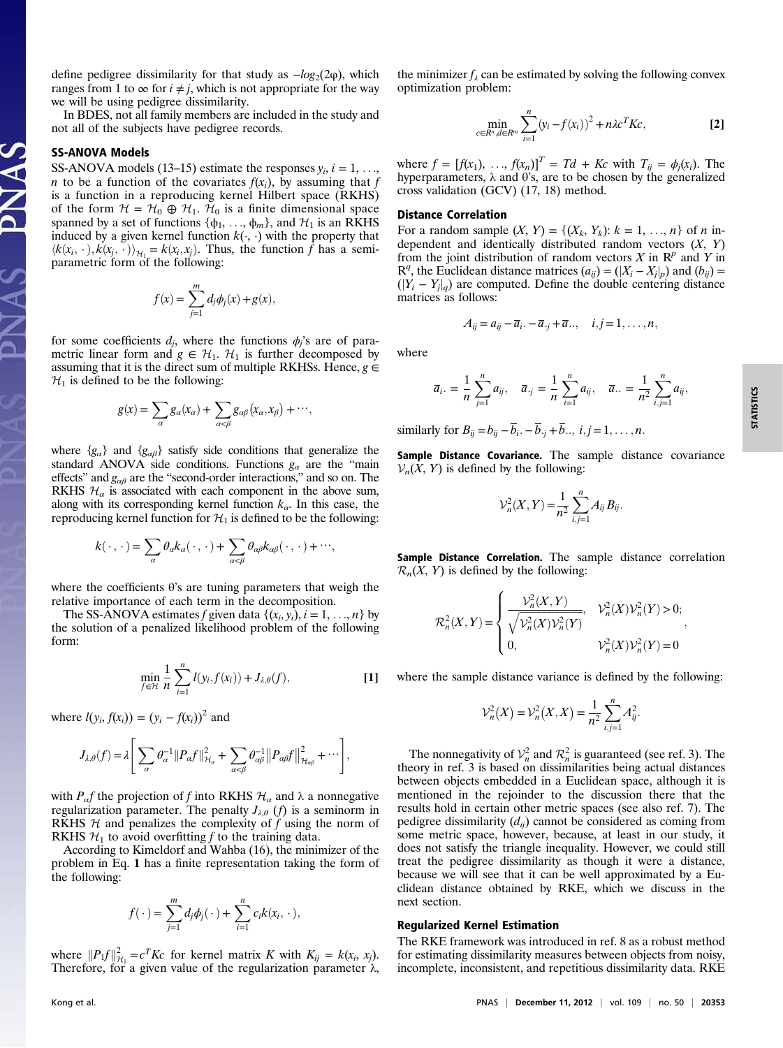define pedigree dissimilarity for that study as $-log_2(2\varphi)$, which ranges from 1 to $\infty$ for $i \neq j$, which is not appropriate for the way we will be using pedigree dissimilarity.

In BDES, not all family members are included in the study and not all of the subjects have pedigree records.

## SS-ANOVA Models

SS-ANOVA models (13–15) estimate the responses $y_i$, $i = 1, \ldots, n$ to be a function of the covariates $f(x_i)$, by assuming that $f$ is a function in a reproducing kernel Hilbert space (RKHS) of the form $\mathcal{H} = \mathcal{H}_0 \oplus \mathcal{H}_1$. $\mathcal{H}_0$ is a finite dimensional space spanned by a set of functions $\{\phi_1, \ldots, \phi_m\}$, and $\mathcal{H}_1$ is an RKHS induced by a given kernel function $k(\cdot,\cdot)$ with the property that $\langle k(x_i,\cdot), k(x_j,\cdot)\rangle_{\mathcal{H}_1} = k(x_i, x_j)$. Thus, the function $f$ has a semi-parametric form of the following:

$$f(x) = \sum_{j=1}^{m} d_j \phi_j(x) + g(x),$$

for some coefficients $d_j$, where the functions $\phi_j$'s are of parametric linear form and $g \in \mathcal{H}_1$. $\mathcal{H}_1$ is further decomposed by assuming that it is the direct sum of multiple RKHSs. Hence, $g \in \mathcal{H}_1$ is defined to be the following:

$$g(x) = \sum_{\alpha} g_\alpha(x_\alpha) + \sum_{\alpha<\beta} g_{\alpha\beta}(x_\alpha, x_\beta) + \cdots,$$

where $\{g_\alpha\}$ and $\{g_{\alpha\beta}\}$ satisfy side conditions that generalize the standard ANOVA side conditions. Functions $g_\alpha$ are the "main effects" and $g_{\alpha\beta}$ are the "second-order interactions," and so on. The RKHS $\mathcal{H}_\alpha$ is associated with each component in the above sum, along with its corresponding kernel function $k_\alpha$. In this case, the reproducing kernel function for $\mathcal{H}_1$ is defined to be the following:

$$k(\cdot,\cdot) = \sum_{\alpha} \theta_\alpha k_\alpha(\cdot,\cdot) + \sum_{\alpha<\beta} \theta_{\alpha\beta} k_{\alpha\beta}(\cdot,\cdot) + \cdots,$$

where the coefficients θ's are tuning parameters that weigh the relative importance of each term in the decomposition.

The SS-ANOVA estimates $f$ given data $\{(x_i, y_i), i = 1, \ldots, n\}$ by the solution of a penalized likelihood problem of the following form:

$$\min_{f \in \mathcal{H}} \frac{1}{n} \sum_{i=1}^{n} l(y_i, f(x_i)) + J_{\lambda,\theta}(f), \qquad [1]$$

where $l(y_i, f(x_i)) = (y_i - f(x_i))^2$ and

$$J_{\lambda,\theta}(f) = \lambda \left[ \sum_{\alpha} \theta_\alpha^{-1} \|P_\alpha f\|^2_{\mathcal{H}_\alpha} + \sum_{\alpha<\beta} \theta_{\alpha\beta}^{-1} \|P_{\alpha\beta} f\|^2_{\mathcal{H}_{\alpha\beta}} + \cdots \right],$$

with $P_\alpha f$ the projection of $f$ into RKHS $\mathcal{H}_\alpha$ and λ a nonnegative regularization parameter. The penalty $J_{\lambda,\theta}(f)$ is a seminorm in RKHS $\mathcal{H}$ and penalizes the complexity of $f$ using the norm of RKHS $\mathcal{H}_1$ to avoid overfitting $f$ to the training data.

According to Kimeldorf and Wahba (16), the minimizer of the problem in Eq. **1** has a finite representation taking the form of the following:

$$f(\cdot) = \sum_{j=1}^{m} d_j \phi_j(\cdot) + \sum_{i=1}^{n} c_i k(x_i, \cdot),$$

where $\|P_1 f\|^2_{\mathcal{H}_1} = c^T K c$ for kernel matrix $K$ with $K_{ij} = k(x_i, x_j)$. Therefore, for a given value of the regularization parameter λ, the minimizer $f_\lambda$ can be estimated by solving the following convex optimization problem:

$$\min_{c \in R^n, d \in R^m} \sum_{i=1}^{n} (y_i - f(x_i))^2 + n\lambda c^T K c, \qquad [2]$$

where $f = [f(x_1), \ldots, f(x_n)]^T = Td + Kc$ with $T_{ij} = \phi_j(x_i)$. The hyperparameters, λ and θ's, are to be chosen by the generalized cross validation (GCV) (17, 18) method.

## Distance Correlation

For a random sample $(X, Y) = \{(X_k, Y_k): k = 1, \ldots, n\}$ of $n$ independent and identically distributed random vectors $(X, Y)$ from the joint distribution of random vectors $X$ in $R^p$ and $Y$ in $R^q$, the Euclidean distance matrices $(a_{ij}) = (|X_i - X_j|_p)$ and $(b_{ij}) = (|Y_i - Y_j|_q)$ are computed. Define the double centering distance matrices as follows:

$$A_{ij} = a_{ij} - \bar{a}_{i\cdot} - \bar{a}_{\cdot j} + \bar{a}_{\cdot\cdot}, \quad i,j = 1, \ldots, n,$$

where

$$\bar{a}_{i\cdot} = \frac{1}{n}\sum_{j=1}^{n} a_{ij}, \quad \bar{a}_{\cdot j} = \frac{1}{n}\sum_{i=1}^{n} a_{ij}, \quad \bar{a}_{\cdot\cdot} = \frac{1}{n^2}\sum_{i,j=1}^{n} a_{ij},$$

similarly for $B_{ij} = b_{ij} - \bar{b}_{i\cdot} - \bar{b}_{\cdot j} + \bar{b}_{\cdot\cdot}$, $i,j = 1, \ldots, n$.

**Sample Distance Covariance.** The sample distance covariance $\mathcal{V}_n(X, Y)$ is defined by the following:

$$\mathcal{V}_n^2(X, Y) = \frac{1}{n^2} \sum_{i,j=1}^{n} A_{ij} B_{ij}.$$

**Sample Distance Correlation.** The sample distance correlation $\mathcal{R}_n(X, Y)$ is defined by the following:

$$\mathcal{R}_n^2(X, Y) = \begin{cases} \dfrac{\mathcal{V}_n^2(X, Y)}{\sqrt{\mathcal{V}_n^2(X)\mathcal{V}_n^2(Y)}}, & \mathcal{V}_n^2(X)\mathcal{V}_n^2(Y) > 0; \\ 0, & \mathcal{V}_n^2(X)\mathcal{V}_n^2(Y) = 0 \end{cases},$$

where the sample distance variance is defined by the following:

$$\mathcal{V}_n^2(X) = \mathcal{V}_n^2(X, X) = \frac{1}{n^2} \sum_{i,j=1}^{n} A_{ij}^2.$$

The nonnegativity of $\mathcal{V}_n^2$ and $\mathcal{R}_n^2$ is guaranteed (see ref. 3). The theory in ref. 3 is based on dissimilarities being actual distances between objects embedded in a Euclidean space, although it is mentioned in the rejoinder to the discussion there that the results hold in certain other metric spaces (see also ref. 7). The pedigree dissimilarity ($d_{ij}$) cannot be considered as coming from some metric space, however, because, at least in our study, it does not satisfy the triangle inequality. However, we could still treat the pedigree dissimilarity as though it were a distance, because we will see that it can be well approximated by a Euclidean distance obtained by RKE, which we discuss in the next section.

## Regularized Kernel Estimation

The RKE framework was introduced in ref. 8 as a robust method for estimating dissimilarity measures between objects from noisy, incomplete, inconsistent, and repetitious dissimilarity data. RKE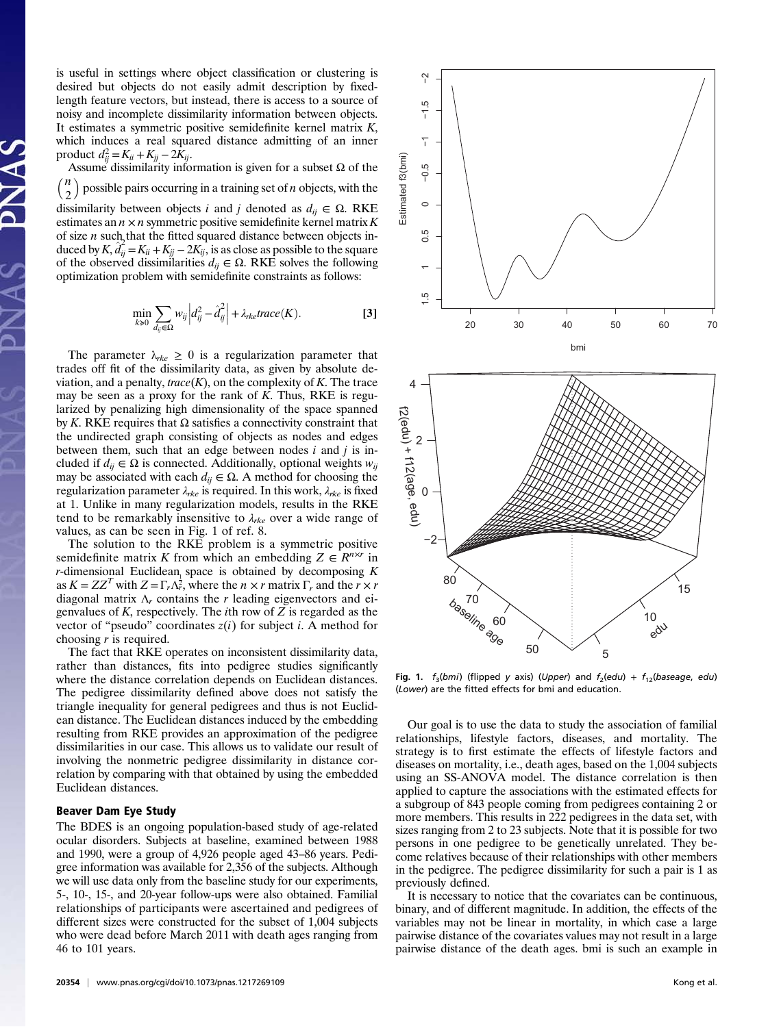is useful in settings where object classification or clustering is desired but objects do not easily admit description by fixed-length feature vectors, but instead, there is access to a source of noisy and incomplete dissimilarity information between objects. It estimates a symmetric positive semidefinite kernel matrix $K$, which induces a real squared distance admitting of an inner product $d_{ij}^2 = K_{ii} + K_{jj} - 2K_{ij}$.

Assume dissimilarity information is given for a subset $\Omega$ of the $\binom{n}{2}$ possible pairs occurring in a training set of $n$ objects, with the dissimilarity between objects $i$ and $j$ denoted as $d_{ij} \in \Omega$. RKE estimates an $n \times n$ symmetric positive semidefinite kernel matrix $K$ of size $n$ such that the fitted squared distance between objects induced by $K$, $\hat{d}_{ij}^2 = K_{ii} + K_{jj} - 2K_{ij}$, is as close as possible to the square of the observed dissimilarities $d_{ij} \in \Omega$. RKE solves the following optimization problem with semidefinite constraints as follows:

$$\min_{k \succeq 0} \sum_{d_{ij} \in \Omega} w_{ij} \left| d_{ij}^2 - \hat{d}_{ij}^2 \right| + \lambda_{rke} trace(K). \quad [3]$$

The parameter $\lambda_{rke} \geq 0$ is a regularization parameter that trades off fit of the dissimilarity data, as given by absolute deviation, and a penalty, $trace(K)$, on the complexity of $K$. The trace may be seen as a proxy for the rank of $K$. Thus, RKE is regularized by penalizing high dimensionality of the space spanned by $K$. RKE requires that $\Omega$ satisfies a connectivity constraint that the undirected graph consisting of objects as nodes and edges between them, such that an edge between nodes $i$ and $j$ is included if $d_{ij} \in \Omega$ is connected. Additionally, optional weights $w_{ij}$ may be associated with each $d_{ij} \in \Omega$. A method for choosing the regularization parameter $\lambda_{rke}$ is required. In this work, $\lambda_{rke}$ is fixed at 1. Unlike in many regularization models, results in the RKE tend to be remarkably insensitive to $\lambda_{rke}$ over a wide range of values, as can be seen in Fig. 1 of ref. 8.

The solution to the RKE problem is a symmetric positive semidefinite matrix $K$ from which an embedding $Z \in R^{n \times r}$ in $r$-dimensional Euclidean space is obtained by decomposing $K$ as $K = ZZ^T$ with $Z = \Gamma_r \Lambda_r^{\frac{1}{2}}$, where the $n \times r$ matrix $\Gamma_r$ and the $r \times r$ diagonal matrix $\Lambda_r$ contains the $r$ leading eigenvectors and eigenvalues of $K$, respectively. The $i$th row of $Z$ is regarded as the vector of "pseudo" coordinates $z(i)$ for subject $i$. A method for choosing $r$ is required.

The fact that RKE operates on inconsistent dissimilarity data, rather than distances, fits into pedigree studies significantly where the distance correlation depends on Euclidean distances. The pedigree dissimilarity defined above does not satisfy the triangle inequality for general pedigrees and thus is not Euclidean distance. The Euclidean distances induced by the embedding resulting from RKE provides an approximation of the pedigree dissimilarities in our case. This allows us to validate our result of involving the nonmetric pedigree dissimilarity in distance correlation by comparing with that obtained by using the embedded Euclidean distances.

## Beaver Dam Eye Study

The BDES is an ongoing population-based study of age-related ocular disorders. Subjects at baseline, examined between 1988 and 1990, were a group of 4,926 people aged 43–86 years. Pedigree information was available for 2,356 of the subjects. Although we will use data only from the baseline study for our experiments, 5-, 10-, 15-, and 20-year follow-ups were also obtained. Familial relationships of participants were ascertained and pedigrees of different sizes were constructed for the subset of 1,004 subjects who were dead before March 2011 with death ages ranging from 46 to 101 years.

**Fig. 1.** $f_3(bmi)$ (flipped $y$ axis) (*Upper*) and $f_2(edu) + f_{12}(baseage, edu)$ (*Lower*) are the fitted effects for bmi and education.

Our goal is to use the data to study the association of familial relationships, lifestyle factors, diseases, and mortality. The strategy is to first estimate the effects of lifestyle factors and diseases on mortality, i.e., death ages, based on the 1,004 subjects using an SS-ANOVA model. The distance correlation is then applied to capture the associations with the estimated effects for a subgroup of 843 people coming from pedigrees containing 2 or more members. This results in 222 pedigrees in the data set, with sizes ranging from 2 to 23 subjects. Note that it is possible for two persons in one pedigree to be genetically unrelated. They become relatives because of their relationships with other members in the pedigree. The pedigree dissimilarity for such a pair is 1 as previously defined.

It is necessary to notice that the covariates can be continuous, binary, and of different magnitude. In addition, the effects of the variables may not be linear in mortality, in which case a large pairwise distance of the covariates values may not result in a large pairwise distance of the death ages. bmi is such an example in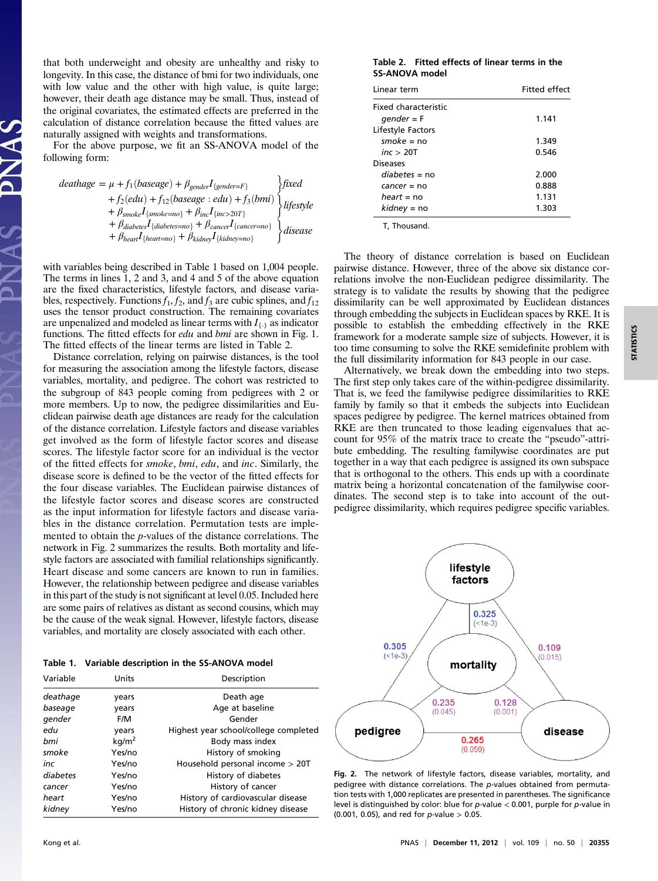that both underweight and obesity are unhealthy and risky to longevity. In this case, the distance of bmi for two individuals, one with low value and the other with high value, is quite large; however, their death age distance may be small. Thus, instead of the original covariates, the estimated effects are preferred in the calculation of distance correlation because the fitted values are naturally assigned with weights and transformations.

For the above purpose, we fit an SS-ANOVA model of the following form:

$$
\begin{aligned}
deathage = \mu &+ f_1(baseage) + \beta_{gender} I_{\{gender=F\}} && \Big\} fixed \\
&+ f_2(edu) + f_{12}(baseage:edu) + f_3(bmi) && \\
&+ \beta_{smoke} I_{\{smoke=no\}} + \beta_{inc} I_{\{inc>20T\}} && \Big\} lifestyle \\
&+ \beta_{diabetes} I_{\{diabetes=no\}} + \beta_{cancer} I_{\{cancer=no\}} && \\
&+ \beta_{heart} I_{\{heart=no\}} + \beta_{kidney} I_{\{kidney=no\}} && \Big\} disease
\end{aligned}
$$

with variables being described in Table 1 based on 1,004 people. The terms in lines 1, 2 and 3, and 4 and 5 of the above equation are the fixed characteristics, lifestyle factors, and disease variables, respectively. Functions $f_1$, $f_2$, and $f_3$ are cubic splines, and $f_{12}$ uses the tensor product construction. The remaining covariates are unpenalized and modeled as linear terms with $I_{\{.\}}$ as indicator functions. The fitted effects for *edu* and *bmi* are shown in Fig. 1. The fitted effects of the linear terms are listed in Table 2.

Distance correlation, relying on pairwise distances, is the tool for measuring the association among the lifestyle factors, disease variables, mortality, and pedigree. The cohort was restricted to the subgroup of 843 people coming from pedigrees with 2 or more members. Up to now, the pedigree dissimilarities and Euclidean pairwise death age distances are ready for the calculation of the distance correlation. Lifestyle factors and disease variables get involved as the form of lifestyle factor scores and disease scores. The lifestyle factor score for an individual is the vector of the fitted effects for *smoke*, *bmi*, *edu*, and *inc*. Similarly, the disease score is defined to be the vector of the fitted effects for the four disease variables. The Euclidean pairwise distances of the lifestyle factor scores and disease scores are constructed as the input information for lifestyle factors and disease variables in the distance correlation. Permutation tests are implemented to obtain the *p*-values of the distance correlations. The network in Fig. 2 summarizes the results. Both mortality and lifestyle factors are associated with familial relationships significantly. Heart disease and some cancers are known to run in families. However, the relationship between pedigree and disease variables in this part of the study is not significant at level 0.05. Included here are some pairs of relatives as distant as second cousins, which may be the cause of the weak signal. However, lifestyle factors, disease variables, and mortality are closely associated with each other.

**Table 1. Variable description in the SS-ANOVA model**

| Variable | Units | Description |
|---|---|---|
| *deathage* | years | Death age |
| *baseage* | years | Age at baseline |
| *gender* | F/M | Gender |
| *edu* | years | Highest year school/college completed |
| *bmi* | kg/m$^2$ | Body mass index |
| *smoke* | Yes/no | History of smoking |
| *inc* | Yes/no | Household personal income > 20T |
| *diabetes* | Yes/no | History of diabetes |
| *cancer* | Yes/no | History of cancer |
| *heart* | Yes/no | History of cardiovascular disease |
| *kidney* | Yes/no | History of chronic kidney disease |

**Table 2. Fitted effects of linear terms in the SS-ANOVA model**

| Linear term | Fitted effect |
|---|---|
| Fixed characteristic | |
| *gender* = F | 1.141 |
| Lifestyle Factors | |
| *smoke* = no | 1.349 |
| *inc* > 20T | 0.546 |
| Diseases | |
| *diabetes* = no | 2.000 |
| *cancer* = no | 0.888 |
| *heart* = no | 1.131 |
| *kidney* = no | 1.303 |

T, Thousand.

The theory of distance correlation is based on Euclidean pairwise distance. However, three of the above six distance correlations involve the non-Euclidean pedigree dissimilarity. The strategy is to validate the results by showing that the pedigree dissimilarity can be well approximated by Euclidean distances through embedding the subjects in Euclidean spaces by RKE. It is possible to establish the embedding effectively in the RKE framework for a moderate sample size of subjects. However, it is too time consuming to solve the RKE semidefinite problem with the full dissimilarity information for 843 people in our case.

Alternatively, we break down the embedding into two steps. The first step only takes care of the within-pedigree dissimilarity. That is, we feed the familywise pedigree dissimilarities to RKE family by family so that it embeds the subjects into Euclidean spaces pedigree by pedigree. The kernel matrices obtained from RKE are then truncated to those leading eigenvalues that account for 95% of the matrix trace to create the "pseudo"-attribute embedding. The resulting familywise coordinates are put together in a way that each pedigree is assigned its own subspace that is orthogonal to the others. This ends up with a coordinate matrix being a horizontal concatenation of the familywise coordinates. The second step is to take into account of the out-pedigree dissimilarity, which requires pedigree specific variables.

**Fig. 2.** The network of lifestyle factors, disease variables, mortality, and pedigree with distance correlations. The *p*-values obtained from permutation tests with 1,000 replicates are presented in parentheses. The significance level is distinguished by color: blue for *p*-value < 0.001, purple for *p*-value in (0.001, 0.05), and red for *p*-value > 0.05.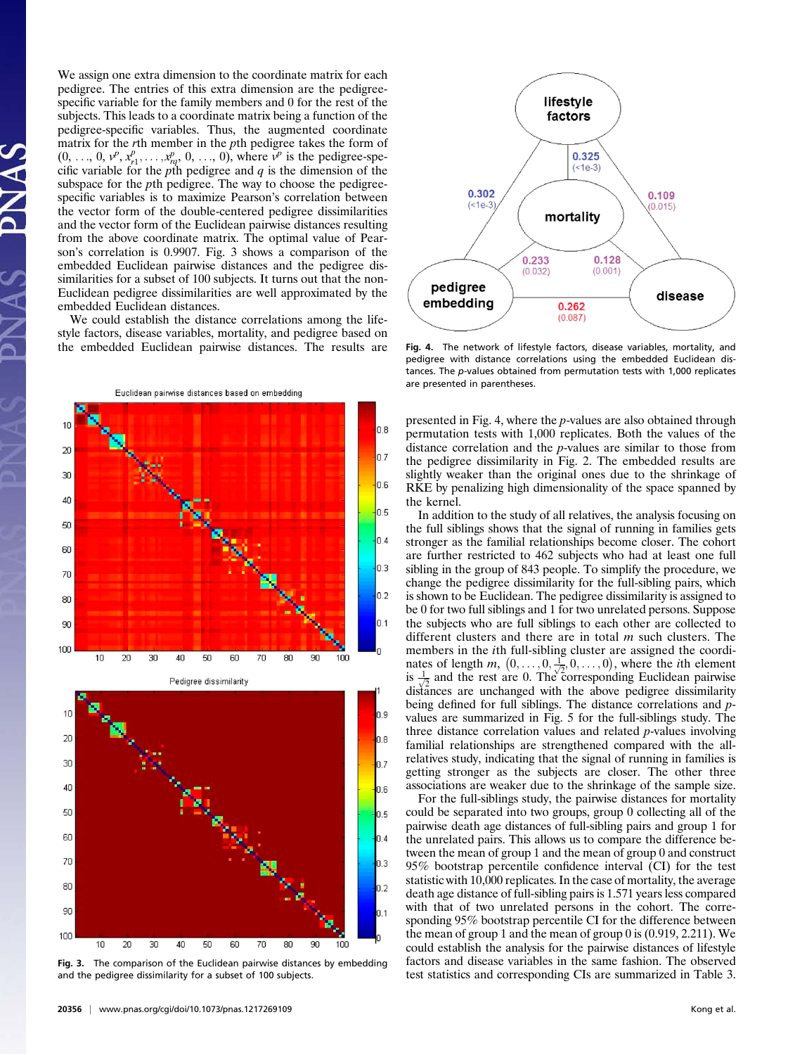We assign one extra dimension to the coordinate matrix for each pedigree. The entries of this extra dimension are the pedigree-specific variable for the family members and 0 for the rest of the subjects. This leads to a coordinate matrix being a function of the pedigree-specific variables. Thus, the augmented coordinate matrix for the $r$th member in the $p$th pedigree takes the form of $(0, \ldots, 0, v^p, x^p_{r1}, \ldots, x^p_{rq}, 0, \ldots, 0)$, where $v^p$ is the pedigree-specific variable for the $p$th pedigree and $q$ is the dimension of the subspace for the $p$th pedigree. The way to choose the pedigree-specific variables is to maximize Pearson's correlation between the vector form of the double-centered pedigree dissimilarities and the vector form of the Euclidean pairwise distances resulting from the above coordinate matrix. The optimal value of Pearson's correlation is 0.9907. Fig. 3 shows a comparison of the embedded Euclidean pairwise distances and the pedigree dissimilarities for a subset of 100 subjects. It turns out that the non-Euclidean pedigree dissimilarities are well approximated by the embedded Euclidean distances.

We could establish the distance correlations among the lifestyle factors, disease variables, mortality, and pedigree based on the embedded Euclidean pairwise distances. The results are presented in Fig. 4, where the $p$-values are also obtained through permutation tests with 1,000 replicates. Both the values of the distance correlation and the $p$-values are similar to those from the pedigree dissimilarity in Fig. 2. The embedded results are slightly weaker than the original ones due to the shrinkage of RKE by penalizing high dimensionality of the space spanned by the kernel.

**Fig. 3.** The comparison of the Euclidean pairwise distances by embedding and the pedigree dissimilarity for a subset of 100 subjects.

**Fig. 4.** The network of lifestyle factors, disease variables, mortality, and pedigree with distance correlations using the embedded Euclidean distances. The $p$-values obtained from permutation tests with 1,000 replicates are presented in parentheses.

In addition to the study of all relatives, the analysis focusing on the full siblings shows that the signal of running in families gets stronger as the familial relationships become closer. The cohort are further restricted to 462 subjects who had at least one full sibling in the group of 843 people. To simplify the procedure, we change the pedigree dissimilarity for the full-sibling pairs, which is shown to be Euclidean. The pedigree dissimilarity is assigned to be 0 for two full siblings and 1 for two unrelated persons. Suppose the subjects who are full siblings to each other are collected to different clusters and there are in total $m$ such clusters. The members in the $i$th full-sibling cluster are assigned the coordinates of length $m$, $\left(0, \ldots, 0, \frac{1}{\sqrt{2}}, 0, \ldots, 0\right)$, where the $i$th element is $\frac{1}{\sqrt{2}}$ and the rest are 0. The corresponding Euclidean pairwise distances are unchanged with the above pedigree dissimilarity being defined for full siblings. The distance correlations and $p$-values are summarized in Fig. 5 for the full-siblings study. The three distance correlation values and related $p$-values involving familial relationships are strengthened compared with the all-relatives study, indicating that the signal of running in families is getting stronger as the subjects are closer. The other three associations are weaker due to the shrinkage of the sample size.

For the full-siblings study, the pairwise distances for mortality could be separated into two groups, group 0 collecting all of the pairwise death age distances of full-sibling pairs and group 1 for the unrelated pairs. This allows us to compare the difference between the mean of group 1 and the mean of group 0 and construct 95% bootstrap percentile confidence interval (CI) for the test statistic with 10,000 replicates. In the case of mortality, the average death age distance of full-sibling pairs is 1.571 years less compared with that of two unrelated persons in the cohort. The corresponding 95% bootstrap percentile CI for the difference between the mean of group 1 and the mean of group 0 is (0.919, 2.211). We could establish the analysis for the pairwise distances of lifestyle factors and disease variables in the same fashion. The observed test statistics and corresponding CIs are summarized in Table 3.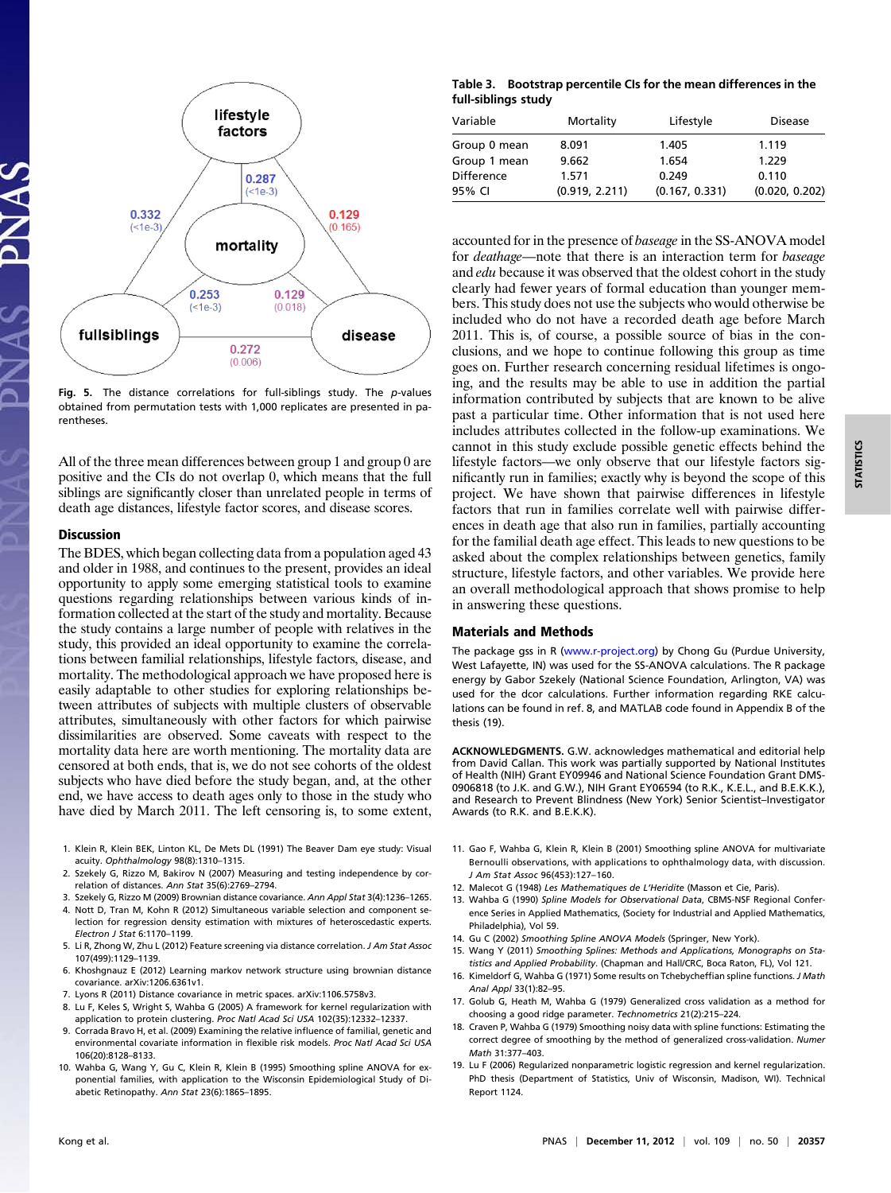lifestyle factors

mortality

fullsiblings

disease

0.287
(<1e-3)

0.332
(<1e-3)

0.129
(0.165)

0.253
(<1e-3)

0.129
(0.018)

0.272
(0.006)

**Fig. 5.** The distance correlations for full-siblings study. The *p*-values obtained from permutation tests with 1,000 replicates are presented in parentheses.

All of the three mean differences between group 1 and group 0 are positive and the CIs do not overlap 0, which means that the full siblings are significantly closer than unrelated people in terms of death age distances, lifestyle factor scores, and disease scores.

## Discussion

The BDES, which began collecting data from a population aged 43 and older in 1988, and continues to the present, provides an ideal opportunity to apply some emerging statistical tools to examine questions regarding relationships between various kinds of information collected at the start of the study and mortality. Because the study contains a large number of people with relatives in the study, this provided an ideal opportunity to examine the correlations between familial relationships, lifestyle factors, disease, and mortality. The methodological approach we have proposed here is easily adaptable to other studies for exploring relationships between attributes of subjects with multiple clusters of observable attributes, simultaneously with other factors for which pairwise dissimilarities are observed. Some caveats with respect to the mortality data here are worth mentioning. The mortality data are censored at both ends, that is, we do not see cohorts of the oldest subjects who have died before the study began, and, at the other end, we have access to death ages only to those in the study who have died by March 2011. The left censoring is, to some extent, accounted for in the presence of *baseage* in the SS-ANOVA model for *deathage*—note that there is an interaction term for *baseage* and *edu* because it was observed that the oldest cohort in the study clearly had fewer years of formal education than younger members. This study does not use the subjects who would otherwise be included who do not have a recorded death age before March 2011. This is, of course, a possible source of bias in the conclusions, and we hope to continue following this group as time goes on. Further research concerning residual lifetimes is ongoing, and the results may be able to use in addition the partial information contributed by subjects that are known to be alive past a particular time. Other information that is not used here includes attributes collected in the follow-up examinations. We cannot in this study exclude possible genetic effects behind the lifestyle factors—we only observe that our lifestyle factors significantly run in families; exactly why is beyond the scope of this project. We have shown that pairwise differences in lifestyle factors that run in families correlate well with pairwise differences in death age that also run in families, partially accounting for the familial death age effect. This leads to new questions to be asked about the complex relationships between genetics, family structure, lifestyle factors, and other variables. We provide here an overall methodological approach that shows promise to help in answering these questions.

**Table 3. Bootstrap percentile CIs for the mean differences in the full-siblings study**

| Variable | Mortality | Lifestyle | Disease |
|---|---|---|---|
| Group 0 mean | 8.091 | 1.405 | 1.119 |
| Group 1 mean | 9.662 | 1.654 | 1.229 |
| Difference | 1.571 | 0.249 | 0.110 |
| 95% CI | (0.919, 2.211) | (0.167, 0.331) | (0.020, 0.202) |

## Materials and Methods

The package gss in R (www.r-project.org) by Chong Gu (Purdue University, West Lafayette, IN) was used for the SS-ANOVA calculations. The R package energy by Gabor Szekely (National Science Foundation, Arlington, VA) was used for the dcor calculations. Further information regarding RKE calculations can be found in ref. 8, and MATLAB code found in Appendix B of the thesis (19).

**ACKNOWLEDGMENTS.** G.W. acknowledges mathematical and editorial help from David Callan. This work was partially supported by National Institutes of Health (NIH) Grant EY09946 and National Science Foundation Grant DMS-0906818 (to J.K. and G.W.), NIH Grant EY06594 (to R.K., K.E.L., and B.E.K.K.), and Research to Prevent Blindness (New York) Senior Scientist–Investigator Awards (to R.K. and B.E.K.K).

1. Klein R, Klein BEK, Linton KL, De Mets DL (1991) The Beaver Dam eye study: Visual acuity. *Ophthalmology* 98(8):1310–1315.
2. Szekely G, Rizzo M, Bakirov N (2007) Measuring and testing independence by correlation of distances. *Ann Stat* 35(6):2769–2794.
3. Szekely G, Rizzo M (2009) Brownian distance covariance. *Ann Appl Stat* 3(4):1236–1265.
4. Nott D, Tran M, Kohn R (2012) Simultaneous variable selection and component selection for regression density estimation with mixtures of heteroscedastic experts. *Electron J Stat* 6:1170–1199.
5. Li R, Zhong W, Zhu L (2012) Feature screening via distance correlation. *J Am Stat Assoc* 107(499):1129–1139.
6. Khoshgnauz E (2012) Learning markov network structure using brownian distance covariance. arXiv:1206.6361v1.
7. Lyons R (2011) Distance covariance in metric spaces. arXiv:1106.5758v3.
8. Lu F, Keles S, Wright S, Wahba G (2005) A framework for kernel regularization with application to protein clustering. *Proc Natl Acad Sci USA* 102(35):12332–12337.
9. Corrada Bravo H, et al. (2009) Examining the relative influence of familial, genetic and environmental covariate information in flexible risk models. *Proc Natl Acad Sci USA* 106(20):8128–8133.
10. Wahba G, Wang Y, Gu C, Klein R, Klein B (1995) Smoothing spline ANOVA for exponential families, with application to the Wisconsin Epidemiological Study of Diabetic Retinopathy. *Ann Stat* 23(6):1865–1895.
11. Gao F, Wahba G, Klein R, Klein B (2001) Smoothing spline ANOVA for multivariate Bernoulli observations, with applications to ophthalmology data, with discussion. *J Am Stat Assoc* 96(453):127–160.
12. Malecot G (1948) *Les Mathematiques de L'Heridite* (Masson et Cie, Paris).
13. Wahba G (1990) *Spline Models for Observational Data*, CBMS-NSF Regional Conference Series in Applied Mathematics, (Society for Industrial and Applied Mathematics, Philadelphia), Vol 59.
14. Gu C (2002) *Smoothing Spline ANOVA Models* (Springer, New York).
15. Wang Y (2011) *Smoothing Splines: Methods and Applications, Monographs on Statistics and Applied Probability*. (Chapman and Hall/CRC, Boca Raton, FL), Vol 121.
16. Kimeldorf G, Wahba G (1971) Some results on Tchebycheffian spline functions. *J Math Anal Appl* 33(1):82–95.
17. Golub G, Heath M, Wahba G (1979) Generalized cross validation as a method for choosing a good ridge parameter. *Technometrics* 21(2):215–224.
18. Craven P, Wahba G (1979) Smoothing noisy data with spline functions: Estimating the correct degree of smoothing by the method of generalized cross-validation. *Numer Math* 31:377–403.
19. Lu F (2006) Regularized nonparametric logistic regression and kernel regularization. PhD thesis (Department of Statistics, Univ of Wisconsin, Madison, WI). Technical Report 1124.